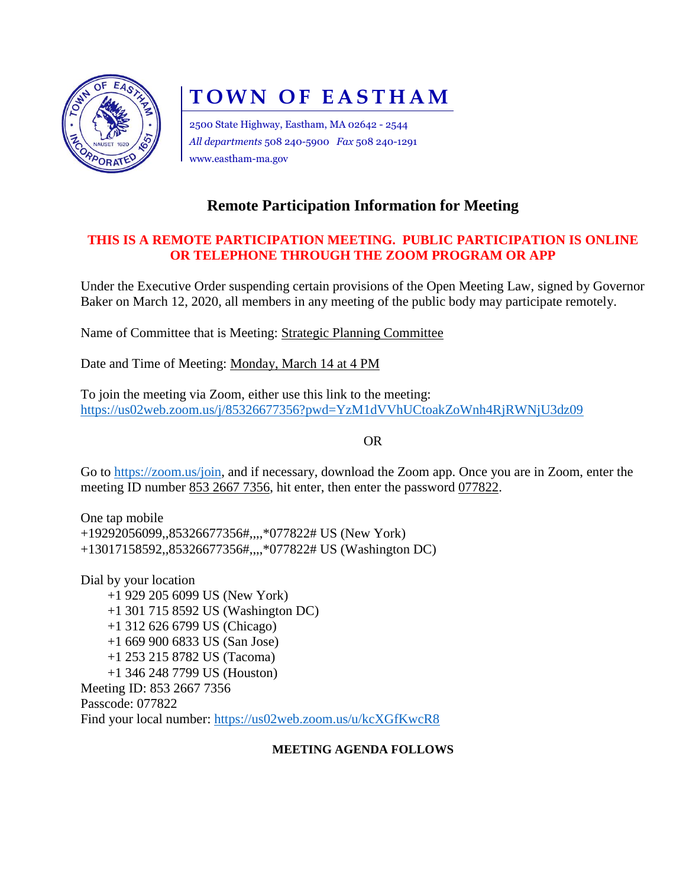# TOWN OF EASTHAM

2500 State Highway, Eastham, MA 02642 - 2544
*All departments* 508 240-5900 *Fax* 508 240-1291
www.eastham-ma.gov

## Remote Participation Information for Meeting

**THIS IS A REMOTE PARTICIPATION MEETING. PUBLIC PARTICIPATION IS ONLINE OR TELEPHONE THROUGH THE ZOOM PROGRAM OR APP**

Under the Executive Order suspending certain provisions of the Open Meeting Law, signed by Governor Baker on March 12, 2020, all members in any meeting of the public body may participate remotely.

Name of Committee that is Meeting: Strategic Planning Committee

Date and Time of Meeting: Monday, March 14 at 4 PM

To join the meeting via Zoom, either use this link to the meeting:
https://us02web.zoom.us/j/85326677356?pwd=YzM1dVVhUCtoakZoWnh4RjRWNjU3dz09

OR

Go to https://zoom.us/join, and if necessary, download the Zoom app. Once you are in Zoom, enter the meeting ID number 853 2667 7356, hit enter, then enter the password 077822.

One tap mobile
+19292056099,,85326677356#,,,,*077822# US (New York)
+13017158592,,85326677356#,,,,*077822# US (Washington DC)

Dial by your location
- +1 929 205 6099 US (New York)
- +1 301 715 8592 US (Washington DC)
- +1 312 626 6799 US (Chicago)
- +1 669 900 6833 US (San Jose)
- +1 253 215 8782 US (Tacoma)
- +1 346 248 7799 US (Houston)

Meeting ID: 853 2667 7356
Passcode: 077822
Find your local number: https://us02web.zoom.us/u/kcXGfKwcR8

**MEETING AGENDA FOLLOWS**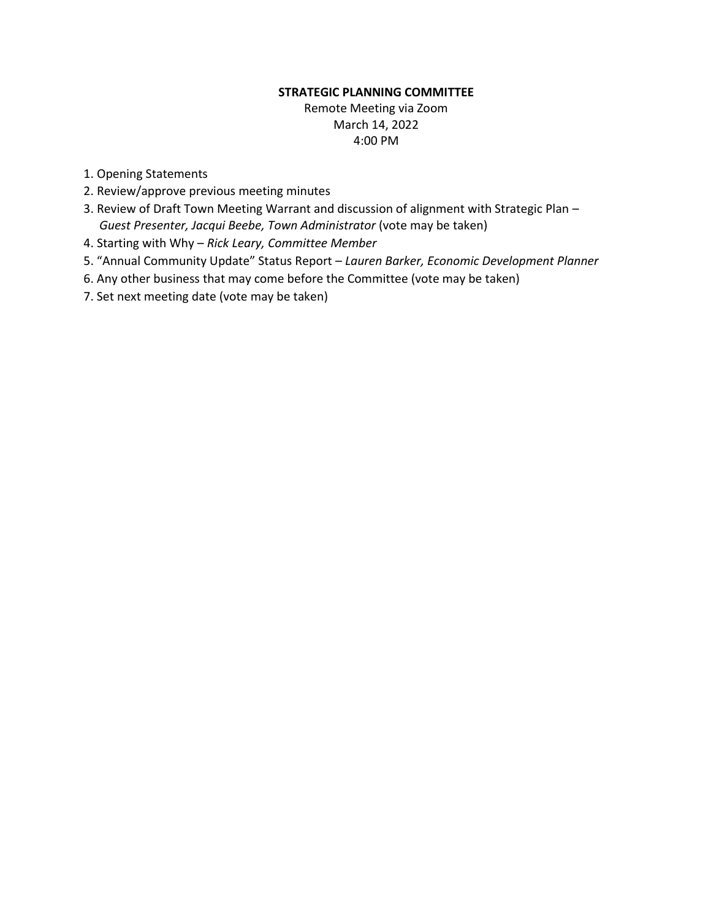**STRATEGIC PLANNING COMMITTEE**

Remote Meeting via Zoom
March 14, 2022
4:00 PM

1. Opening Statements
2. Review/approve previous meeting minutes
3. Review of Draft Town Meeting Warrant and discussion of alignment with Strategic Plan – *Guest Presenter, Jacqui Beebe, Town Administrator* (vote may be taken)
4. Starting with Why – *Rick Leary, Committee Member*
5. "Annual Community Update" Status Report – *Lauren Barker, Economic Development Planner*
6. Any other business that may come before the Committee (vote may be taken)
7. Set next meeting date (vote may be taken)